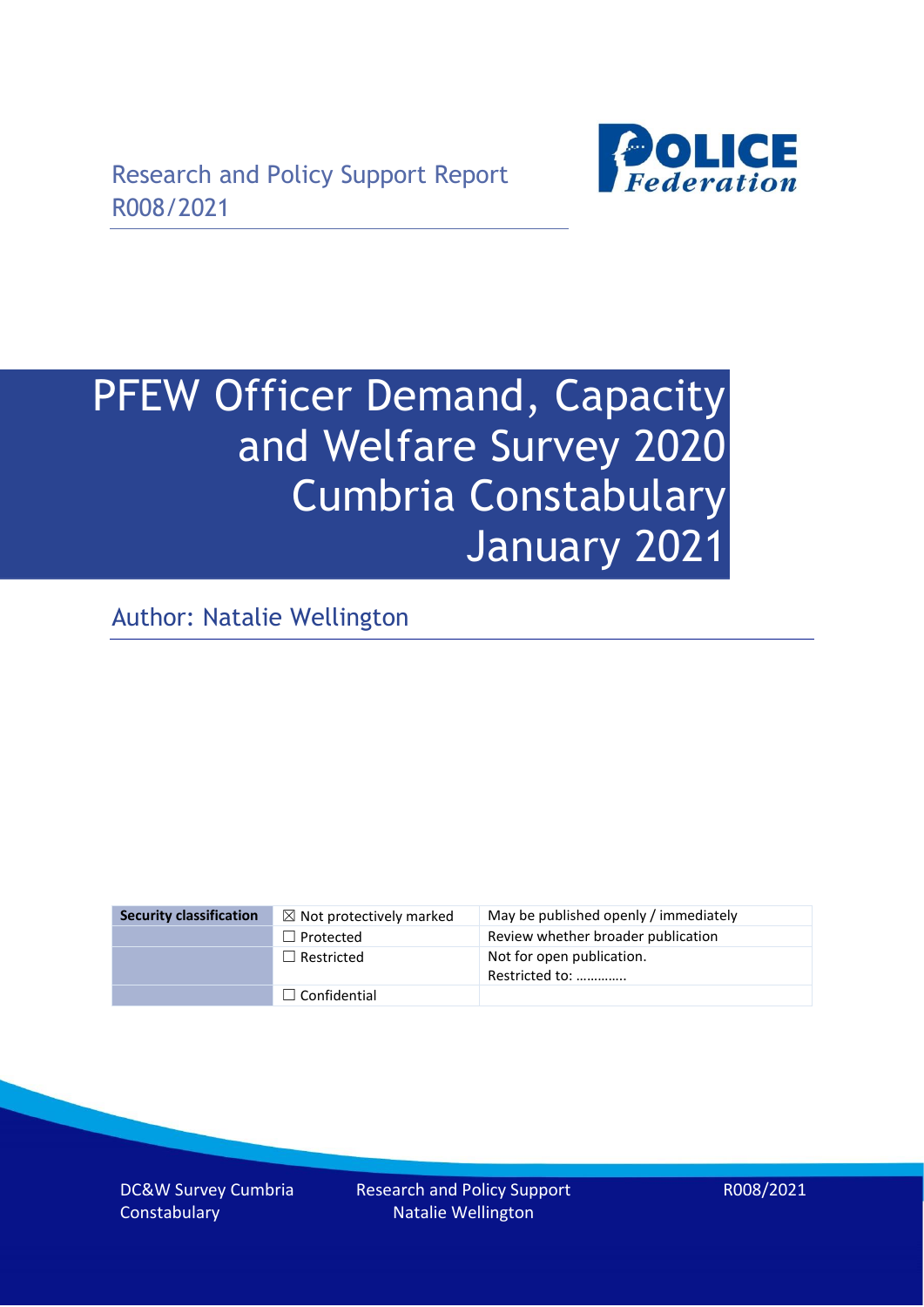Research and Policy Support Report
R008/2021

# PFEW Officer Demand, Capacity and Welfare Survey 2020 Cumbria Constabulary January 2021

Author: Natalie Wellington

| Security classification | ☒ Not protectively marked | May be published openly / immediately |
|---|---|---|
| | ☐ Protected | Review whether broader publication |
| | ☐ Restricted | Not for open publication. Restricted to: ………….. |
| | ☐ Confidential | |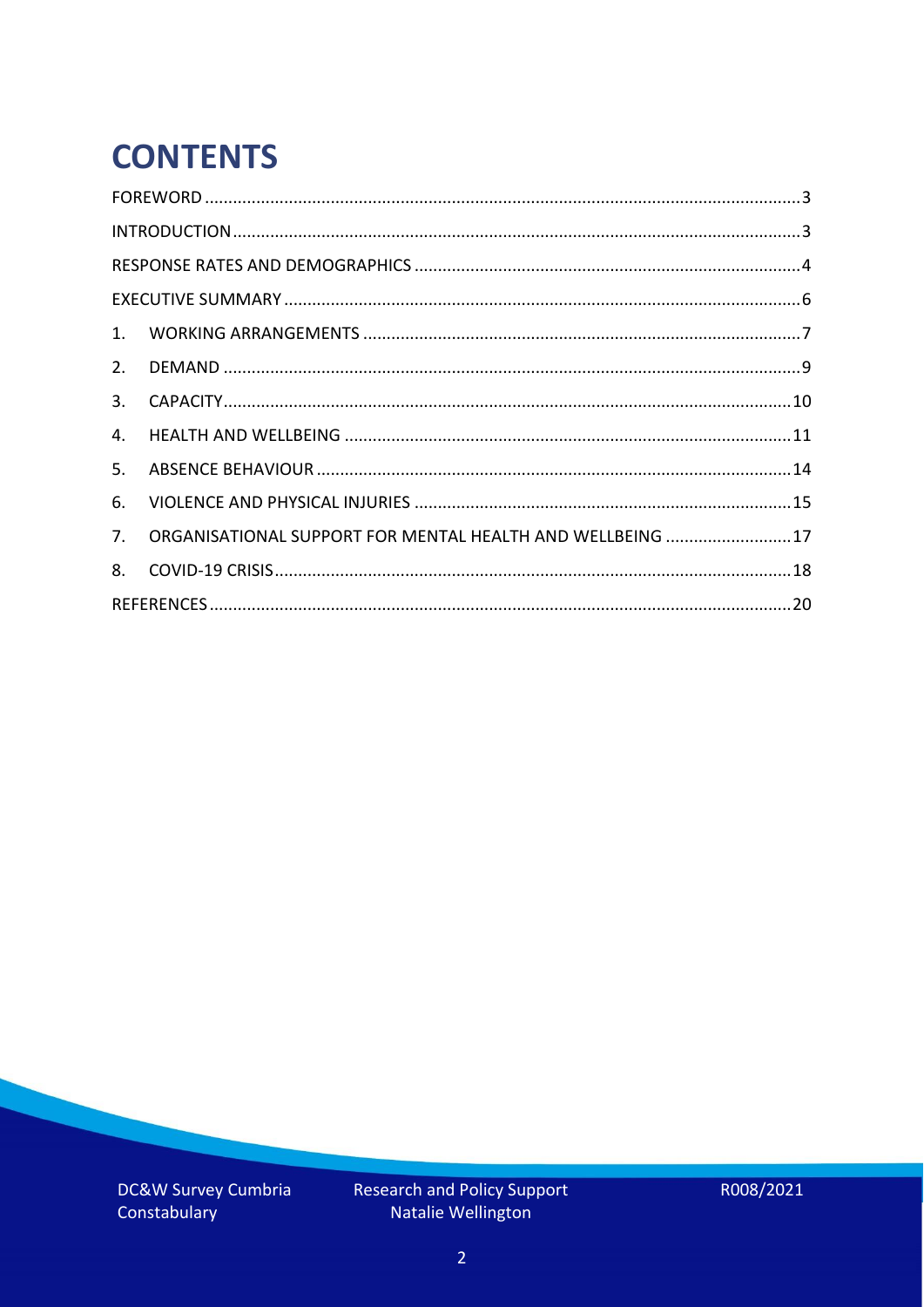# CONTENTS

- FOREWORD ... 3
- INTRODUCTION ... 3
- RESPONSE RATES AND DEMOGRAPHICS ... 4
- EXECUTIVE SUMMARY ... 6
- 1. WORKING ARRANGEMENTS ... 7
- 2. DEMAND ... 9
- 3. CAPACITY ... 10
- 4. HEALTH AND WELLBEING ... 11
- 5. ABSENCE BEHAVIOUR ... 14
- 6. VIOLENCE AND PHYSICAL INJURIES ... 15
- 7. ORGANISATIONAL SUPPORT FOR MENTAL HEALTH AND WELLBEING ... 17
- 8. COVID-19 CRISIS ... 18
- REFERENCES ... 20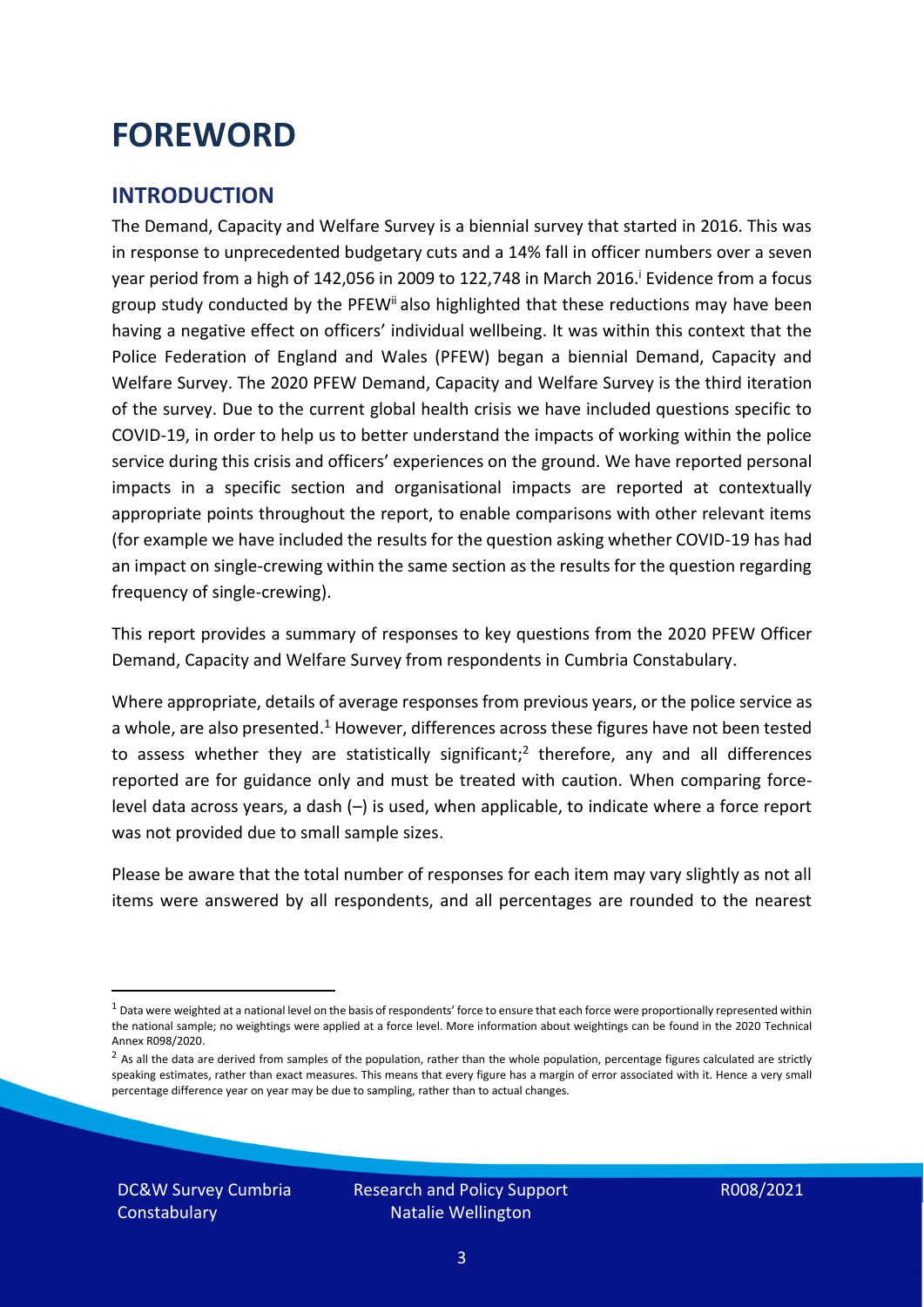# FOREWORD

## INTRODUCTION

The Demand, Capacity and Welfare Survey is a biennial survey that started in 2016. This was in response to unprecedented budgetary cuts and a 14% fall in officer numbers over a seven year period from a high of 142,056 in 2009 to 122,748 in March 2016.[i] Evidence from a focus group study conducted by the PFEW[ii] also highlighted that these reductions may have been having a negative effect on officers' individual wellbeing. It was within this context that the Police Federation of England and Wales (PFEW) began a biennial Demand, Capacity and Welfare Survey. The 2020 PFEW Demand, Capacity and Welfare Survey is the third iteration of the survey. Due to the current global health crisis we have included questions specific to COVID-19, in order to help us to better understand the impacts of working within the police service during this crisis and officers' experiences on the ground. We have reported personal impacts in a specific section and organisational impacts are reported at contextually appropriate points throughout the report, to enable comparisons with other relevant items (for example we have included the results for the question asking whether COVID-19 has had an impact on single-crewing within the same section as the results for the question regarding frequency of single-crewing).

This report provides a summary of responses to key questions from the 2020 PFEW Officer Demand, Capacity and Welfare Survey from respondents in Cumbria Constabulary.

Where appropriate, details of average responses from previous years, or the police service as a whole, are also presented.[1] However, differences across these figures have not been tested to assess whether they are statistically significant;[2] therefore, any and all differences reported are for guidance only and must be treated with caution. When comparing force-level data across years, a dash (–) is used, when applicable, to indicate where a force report was not provided due to small sample sizes.

Please be aware that the total number of responses for each item may vary slightly as not all items were answered by all respondents, and all percentages are rounded to the nearest

[1] Data were weighted at a national level on the basis of respondents' force to ensure that each force were proportionally represented within the national sample; no weightings were applied at a force level. More information about weightings can be found in the 2020 Technical Annex R098/2020.

[2] As all the data are derived from samples of the population, rather than the whole population, percentage figures calculated are strictly speaking estimates, rather than exact measures. This means that every figure has a margin of error associated with it. Hence a very small percentage difference year on year may be due to sampling, rather than to actual changes.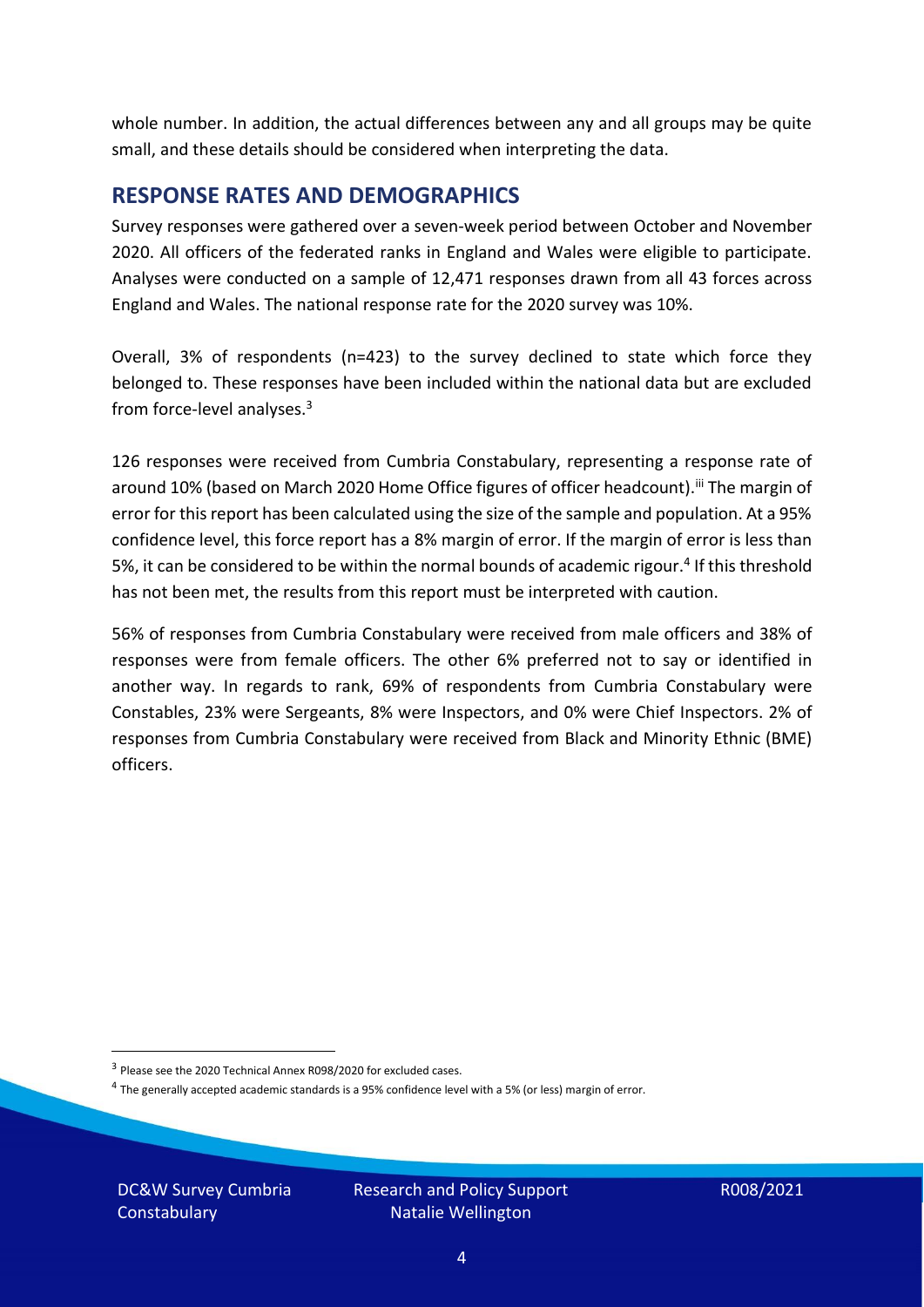whole number. In addition, the actual differences between any and all groups may be quite small, and these details should be considered when interpreting the data.

## RESPONSE RATES AND DEMOGRAPHICS

Survey responses were gathered over a seven-week period between October and November 2020. All officers of the federated ranks in England and Wales were eligible to participate. Analyses were conducted on a sample of 12,471 responses drawn from all 43 forces across England and Wales. The national response rate for the 2020 survey was 10%.

Overall, 3% of respondents (n=423) to the survey declined to state which force they belonged to. These responses have been included within the national data but are excluded from force-level analyses.[3]

126 responses were received from Cumbria Constabulary, representing a response rate of around 10% (based on March 2020 Home Office figures of officer headcount).[iii] The margin of error for this report has been calculated using the size of the sample and population. At a 95% confidence level, this force report has a 8% margin of error. If the margin of error is less than 5%, it can be considered to be within the normal bounds of academic rigour.[4] If this threshold has not been met, the results from this report must be interpreted with caution.

56% of responses from Cumbria Constabulary were received from male officers and 38% of responses were from female officers. The other 6% preferred not to say or identified in another way. In regards to rank, 69% of respondents from Cumbria Constabulary were Constables, 23% were Sergeants, 8% were Inspectors, and 0% were Chief Inspectors. 2% of responses from Cumbria Constabulary were received from Black and Minority Ethnic (BME) officers.

---

[3] Please see the 2020 Technical Annex R098/2020 for excluded cases.

[4] The generally accepted academic standards is a 95% confidence level with a 5% (or less) margin of error.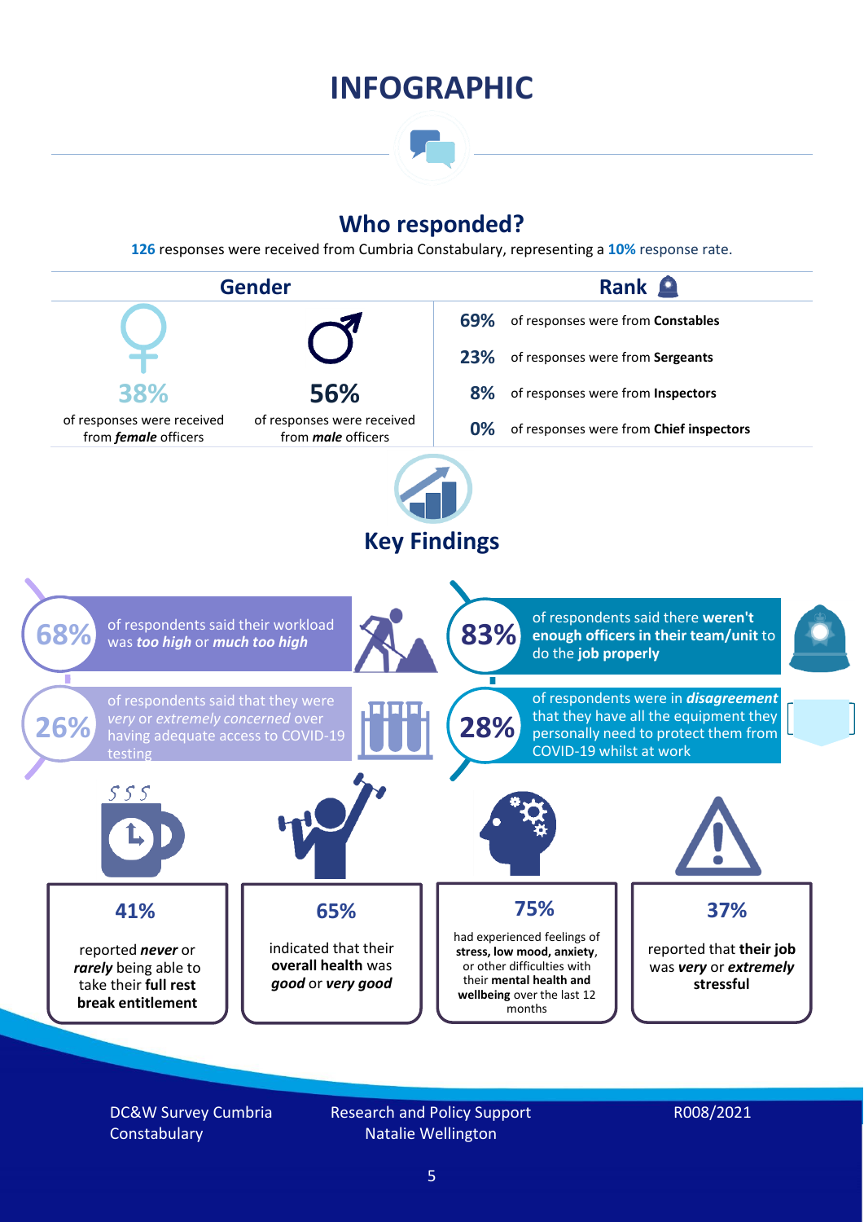# INFOGRAPHIC

## Who responded?

**126** responses were received from Cumbria Constabulary, representing a **10%** response rate.

### Gender

**38%** of responses were received from ***female*** officers

**56%** of responses were received from ***male*** officers

### Rank

**69%** of responses were from **Constables**

**23%** of responses were from **Sergeants**

**8%** of responses were from **Inspectors**

**0%** of responses were from **Chief inspectors**

## Key Findings

**68%** of respondents said their workload was ***too high*** or ***much too high***

**83%** of respondents said there **weren't enough officers in their team/unit** to do the **job properly**

**26%** of respondents said that they were *very* or *extremely concerned* over having adequate access to COVID-19 testing

**28%** of respondents were in ***disagreement*** that they have all the equipment they personally need to protect them from COVID-19 whilst at work

**41%** reported ***never*** or ***rarely*** being able to take their **full rest break entitlement**

**65%** indicated that their **overall health** was ***good*** or ***very good***

**75%** had experienced feelings of **stress, low mood, anxiety**, or other difficulties with their **mental health and wellbeing** over the last 12 months

**37%** reported that **their job** was ***very*** or ***extremely*** **stressful**

DC&W Survey Cumbria Constabulary | Research and Policy Support Natalie Wellington | R008/2021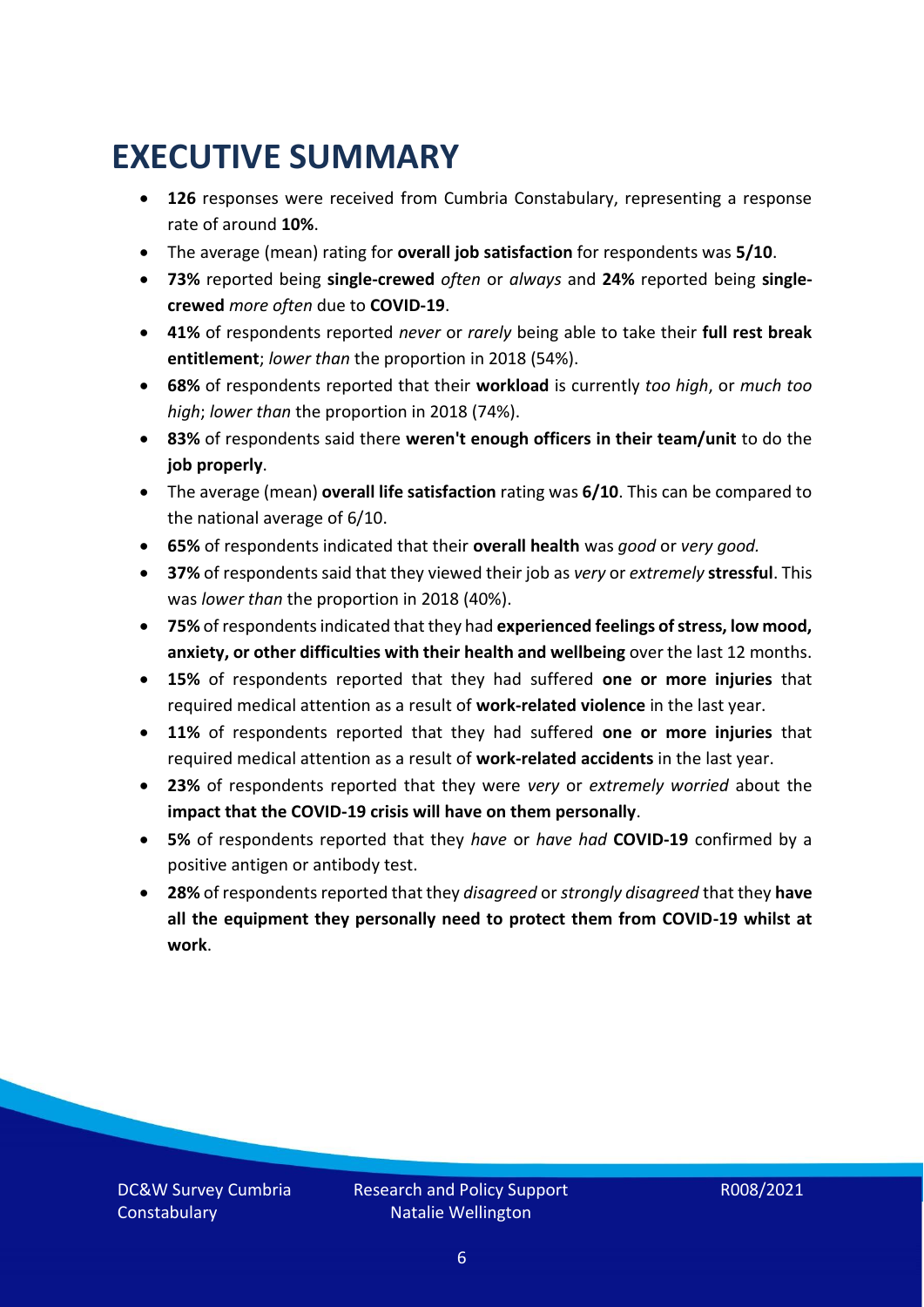# EXECUTIVE SUMMARY

- **126** responses were received from Cumbria Constabulary, representing a response rate of around **10%**.
- The average (mean) rating for **overall job satisfaction** for respondents was **5/10**.
- **73%** reported being **single-crewed** *often* or *always* and **24%** reported being **single-crewed** *more often* due to **COVID-19**.
- **41%** of respondents reported *never* or *rarely* being able to take their **full rest break entitlement**; *lower than* the proportion in 2018 (54%).
- **68%** of respondents reported that their **workload** is currently *too high*, or *much too high*; *lower than* the proportion in 2018 (74%).
- **83%** of respondents said there **weren't enough officers in their team/unit** to do the **job properly**.
- The average (mean) **overall life satisfaction** rating was **6/10**. This can be compared to the national average of 6/10.
- **65%** of respondents indicated that their **overall health** was *good* or *very good.*
- **37%** of respondents said that they viewed their job as *very* or *extremely* **stressful**. This was *lower than* the proportion in 2018 (40%).
- **75%** of respondents indicated that they had **experienced feelings of stress, low mood, anxiety, or other difficulties with their health and wellbeing** over the last 12 months.
- **15%** of respondents reported that they had suffered **one or more injuries** that required medical attention as a result of **work-related violence** in the last year.
- **11%** of respondents reported that they had suffered **one or more injuries** that required medical attention as a result of **work-related accidents** in the last year.
- **23%** of respondents reported that they were *very* or *extremely worried* about the **impact that the COVID-19 crisis will have on them personally**.
- **5%** of respondents reported that they *have* or *have had* **COVID-19** confirmed by a positive antigen or antibody test.
- **28%** of respondents reported that they *disagreed* or *strongly disagreed* that they **have all the equipment they personally need to protect them from COVID-19 whilst at work**.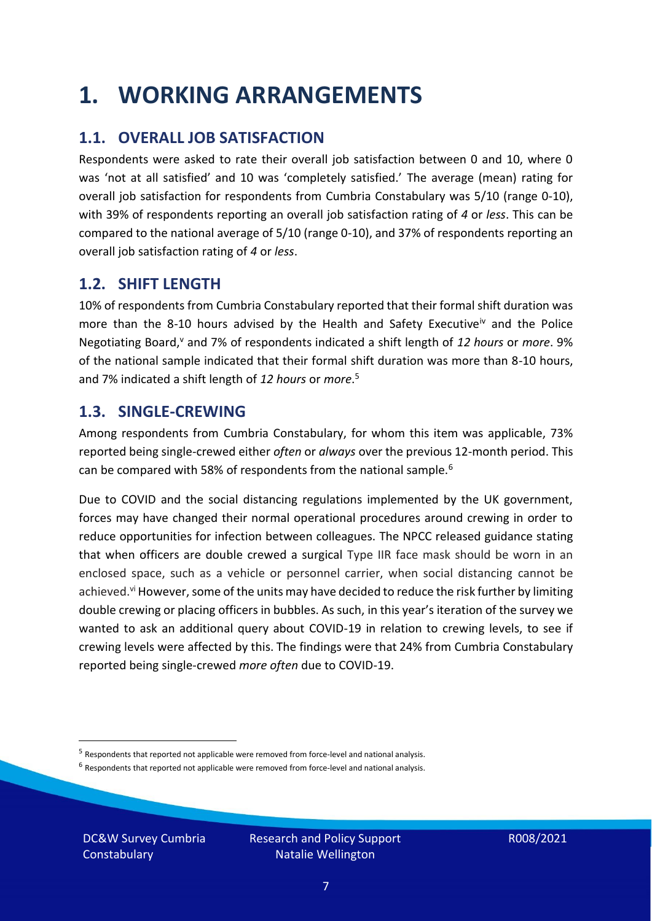# 1. WORKING ARRANGEMENTS

## 1.1. OVERALL JOB SATISFACTION

Respondents were asked to rate their overall job satisfaction between 0 and 10, where 0 was 'not at all satisfied' and 10 was 'completely satisfied.' The average (mean) rating for overall job satisfaction for respondents from Cumbria Constabulary was 5/10 (range 0-10), with 39% of respondents reporting an overall job satisfaction rating of *4* or *less*. This can be compared to the national average of 5/10 (range 0-10), and 37% of respondents reporting an overall job satisfaction rating of *4* or *less*.

## 1.2. SHIFT LENGTH

10% of respondents from Cumbria Constabulary reported that their formal shift duration was more than the 8-10 hours advised by the Health and Safety Executive[iv] and the Police Negotiating Board,[v] and 7% of respondents indicated a shift length of *12 hours* or *more*. 9% of the national sample indicated that their formal shift duration was more than 8-10 hours, and 7% indicated a shift length of *12 hours* or *more*.[5]

## 1.3. SINGLE-CREWING

Among respondents from Cumbria Constabulary, for whom this item was applicable, 73% reported being single-crewed either *often* or *always* over the previous 12-month period. This can be compared with 58% of respondents from the national sample.[6]

Due to COVID and the social distancing regulations implemented by the UK government, forces may have changed their normal operational procedures around crewing in order to reduce opportunities for infection between colleagues. The NPCC released guidance stating that when officers are double crewed a surgical Type IIR face mask should be worn in an enclosed space, such as a vehicle or personnel carrier, when social distancing cannot be achieved.[vi] However, some of the units may have decided to reduce the risk further by limiting double crewing or placing officers in bubbles. As such, in this year's iteration of the survey we wanted to ask an additional query about COVID-19 in relation to crewing levels, to see if crewing levels were affected by this. The findings were that 24% from Cumbria Constabulary reported being single-crewed *more often* due to COVID-19.

---

[5] Respondents that reported not applicable were removed from force-level and national analysis.

[6] Respondents that reported not applicable were removed from force-level and national analysis.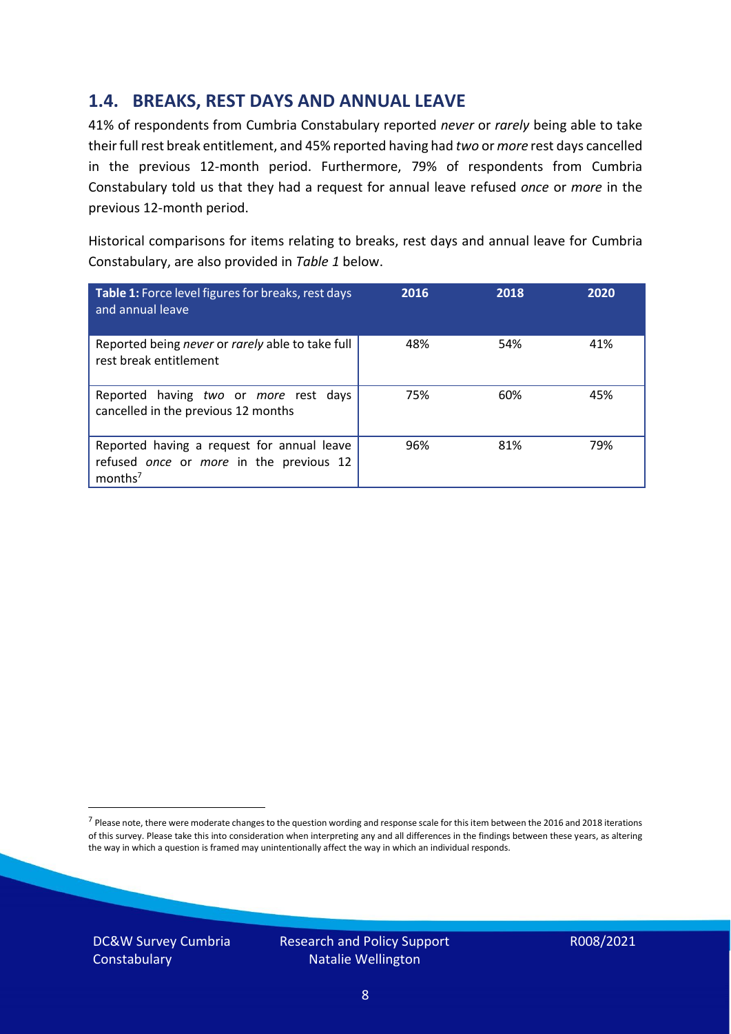## 1.4. BREAKS, REST DAYS AND ANNUAL LEAVE

41% of respondents from Cumbria Constabulary reported *never* or *rarely* being able to take their full rest break entitlement, and 45% reported having had *two* or *more* rest days cancelled in the previous 12-month period. Furthermore, 79% of respondents from Cumbria Constabulary told us that they had a request for annual leave refused *once* or *more* in the previous 12-month period.

Historical comparisons for items relating to breaks, rest days and annual leave for Cumbria Constabulary, are also provided in *Table 1* below.

| **Table 1:** Force level figures for breaks, rest days and annual leave | 2016 | 2018 | 2020 |
| --- | --- | --- | --- |
| Reported being *never* or *rarely* able to take full rest break entitlement | 48% | 54% | 41% |
| Reported having *two* or *more* rest days cancelled in the previous 12 months | 75% | 60% | 45% |
| Reported having a request for annual leave refused *once* or *more* in the previous 12 months[7] | 96% | 81% | 79% |

[7] Please note, there were moderate changes to the question wording and response scale for this item between the 2016 and 2018 iterations of this survey. Please take this into consideration when interpreting any and all differences in the findings between these years, as altering the way in which a question is framed may unintentionally affect the way in which an individual responds.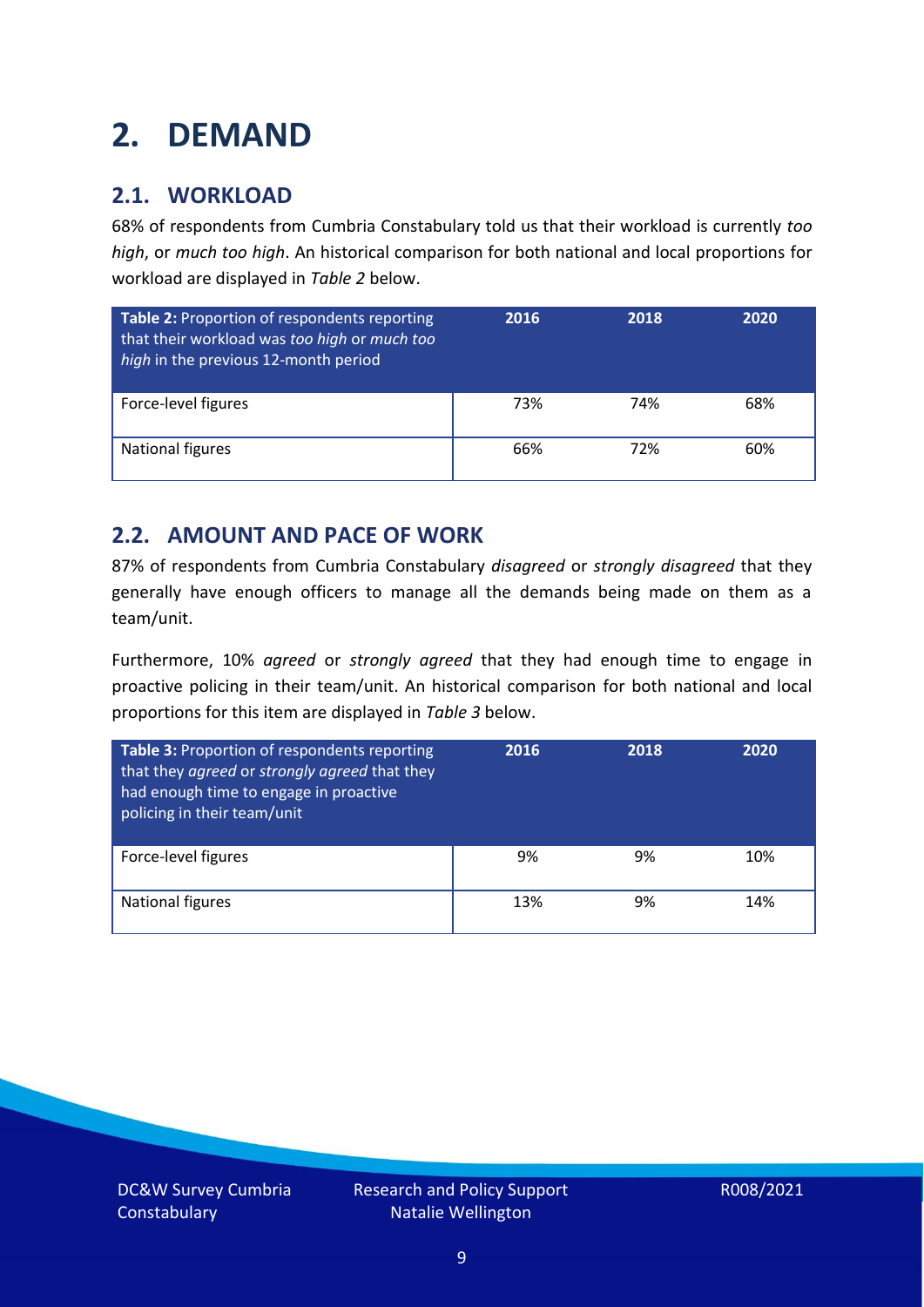# 2. DEMAND

## 2.1. WORKLOAD

68% of respondents from Cumbria Constabulary told us that their workload is currently *too high*, or *much too high*. An historical comparison for both national and local proportions for workload are displayed in *Table 2* below.

| **Table 2:** Proportion of respondents reporting that their workload was *too high* or *much too high* in the previous 12-month period | 2016 | 2018 | 2020 |
|---|---|---|---|
| Force-level figures | 73% | 74% | 68% |
| National figures | 66% | 72% | 60% |

## 2.2. AMOUNT AND PACE OF WORK

87% of respondents from Cumbria Constabulary *disagreed* or *strongly disagreed* that they generally have enough officers to manage all the demands being made on them as a team/unit.

Furthermore, 10% *agreed* or *strongly agreed* that they had enough time to engage in proactive policing in their team/unit. An historical comparison for both national and local proportions for this item are displayed in *Table 3* below.

| **Table 3:** Proportion of respondents reporting that they *agreed* or *strongly agreed* that they had enough time to engage in proactive policing in their team/unit | 2016 | 2018 | 2020 |
|---|---|---|---|
| Force-level figures | 9% | 9% | 10% |
| National figures | 13% | 9% | 14% |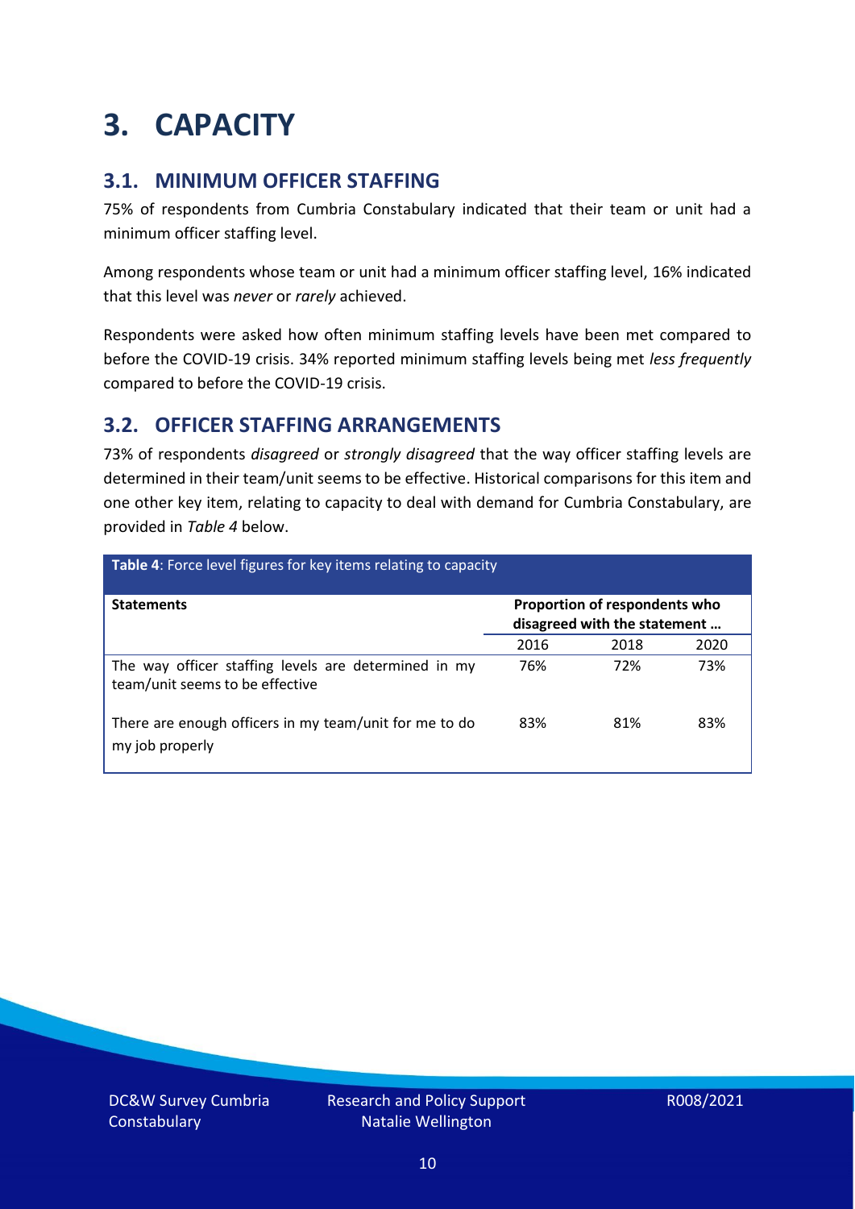# 3. CAPACITY

## 3.1. MINIMUM OFFICER STAFFING

75% of respondents from Cumbria Constabulary indicated that their team or unit had a minimum officer staffing level.

Among respondents whose team or unit had a minimum officer staffing level, 16% indicated that this level was *never* or *rarely* achieved.

Respondents were asked how often minimum staffing levels have been met compared to before the COVID-19 crisis. 34% reported minimum staffing levels being met *less frequently* compared to before the COVID-19 crisis.

## 3.2. OFFICER STAFFING ARRANGEMENTS

73% of respondents *disagreed* or *strongly disagreed* that the way officer staffing levels are determined in their team/unit seems to be effective. Historical comparisons for this item and one other key item, relating to capacity to deal with demand for Cumbria Constabulary, are provided in *Table 4* below.

**Table 4**: Force level figures for key items relating to capacity

| Statements | Proportion of respondents who disagreed with the statement … | | |
|---|---|---|---|
| | 2016 | 2018 | 2020 |
| The way officer staffing levels are determined in my team/unit seems to be effective | 76% | 72% | 73% |
| There are enough officers in my team/unit for me to do my job properly | 83% | 81% | 83% |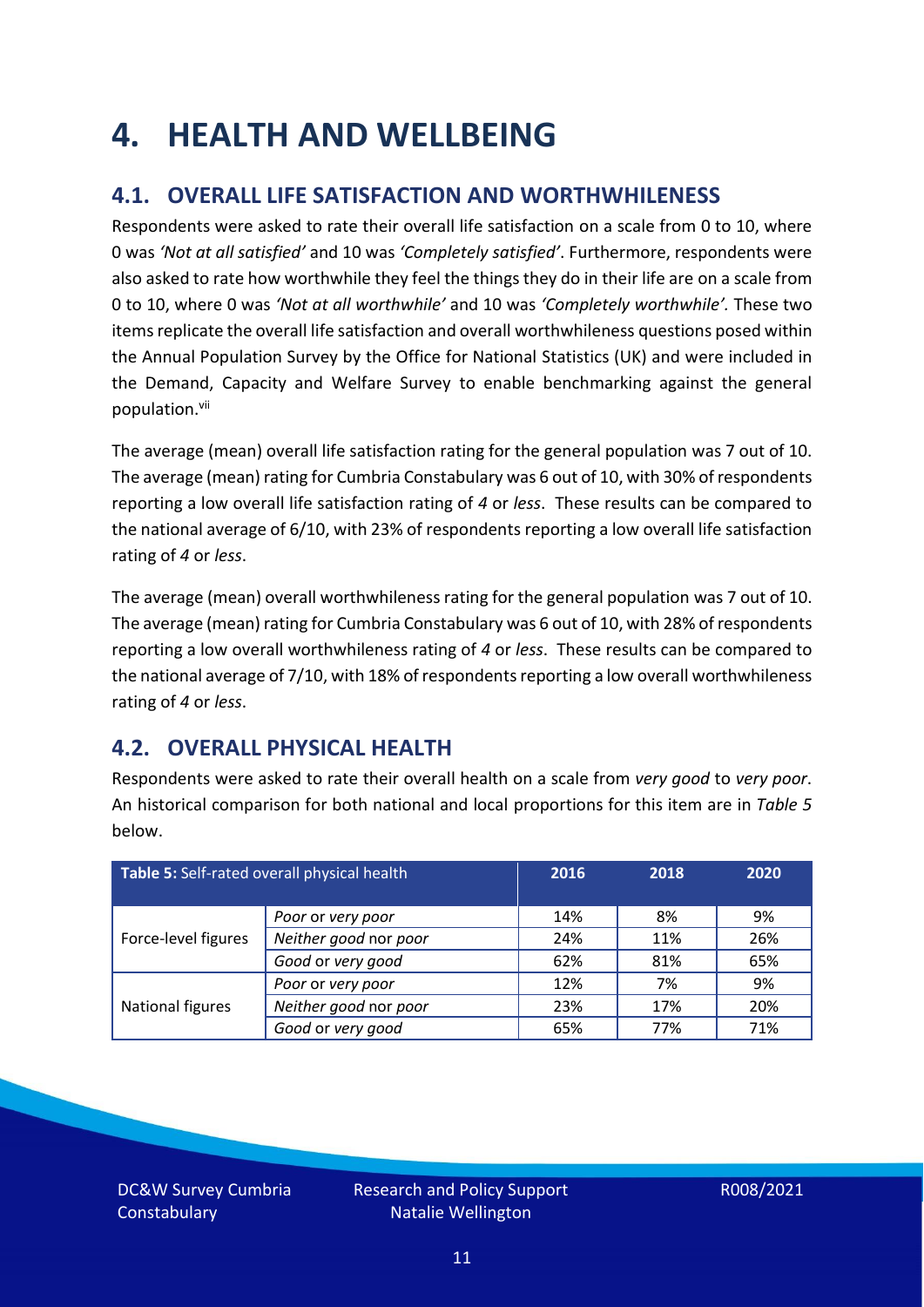# 4. HEALTH AND WELLBEING

## 4.1. OVERALL LIFE SATISFACTION AND WORTHWHILENESS

Respondents were asked to rate their overall life satisfaction on a scale from 0 to 10, where 0 was *'Not at all satisfied'* and 10 was *'Completely satisfied'*. Furthermore, respondents were also asked to rate how worthwhile they feel the things they do in their life are on a scale from 0 to 10, where 0 was *'Not at all worthwhile'* and 10 was *'Completely worthwhile'.* These two items replicate the overall life satisfaction and overall worthwhileness questions posed within the Annual Population Survey by the Office for National Statistics (UK) and were included in the Demand, Capacity and Welfare Survey to enable benchmarking against the general population.[vii]

The average (mean) overall life satisfaction rating for the general population was 7 out of 10. The average (mean) rating for Cumbria Constabulary was 6 out of 10, with 30% of respondents reporting a low overall life satisfaction rating of *4* or *less*. These results can be compared to the national average of 6/10, with 23% of respondents reporting a low overall life satisfaction rating of *4* or *less*.

The average (mean) overall worthwhileness rating for the general population was 7 out of 10. The average (mean) rating for Cumbria Constabulary was 6 out of 10, with 28% of respondents reporting a low overall worthwhileness rating of *4* or *less*. These results can be compared to the national average of 7/10, with 18% of respondents reporting a low overall worthwhileness rating of *4* or *less*.

## 4.2. OVERALL PHYSICAL HEALTH

Respondents were asked to rate their overall health on a scale from *very good* to *very poor*. An historical comparison for both national and local proportions for this item are in *Table 5* below.

| **Table 5:** Self-rated overall physical health | | 2016 | 2018 | 2020 |
|---|---|---|---|---|
| Force-level figures | *Poor* or *very poor* | 14% | 8% | 9% |
| | *Neither good* nor *poor* | 24% | 11% | 26% |
| | *Good* or *very good* | 62% | 81% | 65% |
| National figures | *Poor* or *very poor* | 12% | 7% | 9% |
| | *Neither good* nor *poor* | 23% | 17% | 20% |
| | *Good* or *very good* | 65% | 77% | 71% |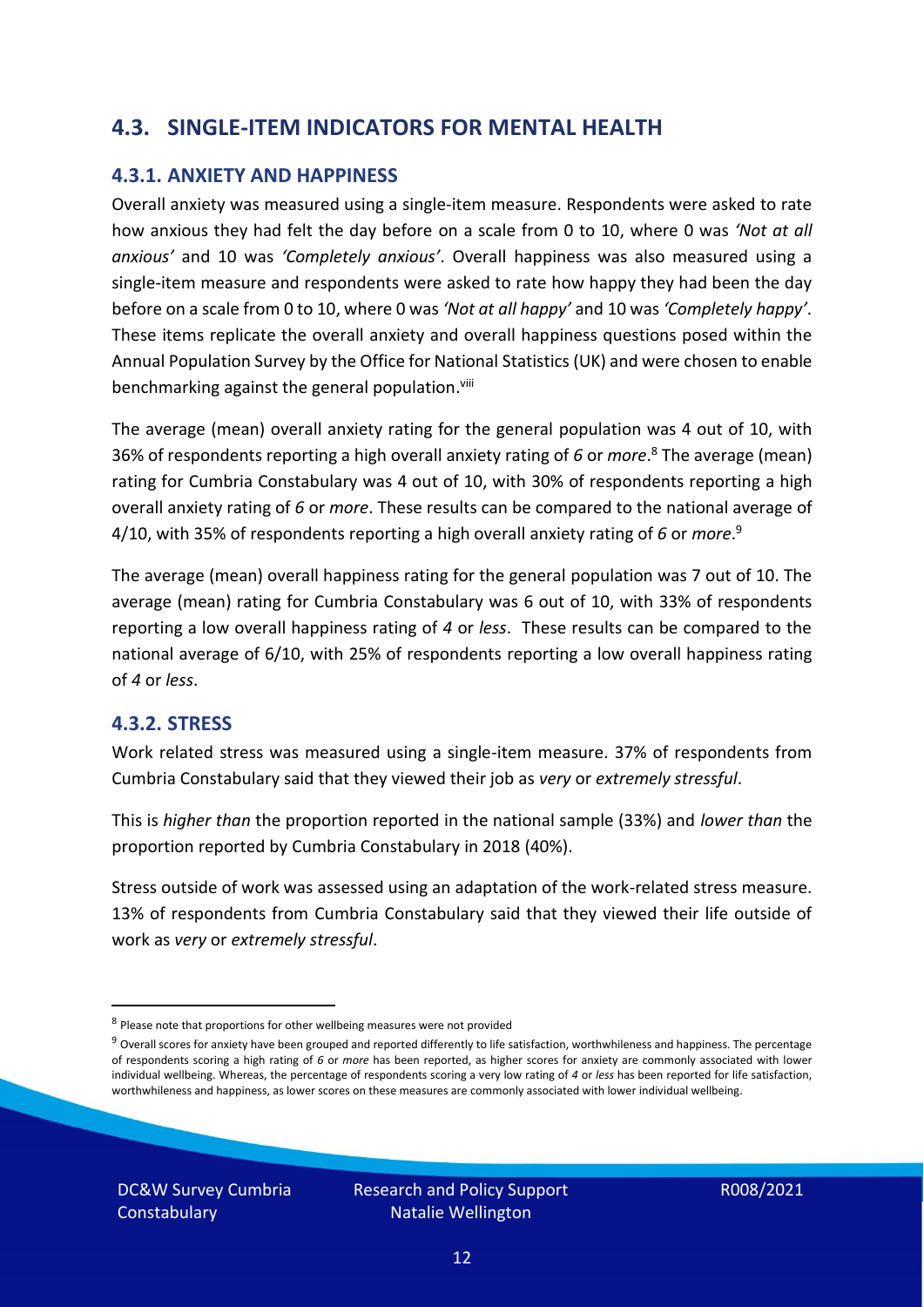## 4.3. SINGLE-ITEM INDICATORS FOR MENTAL HEALTH

### 4.3.1. ANXIETY AND HAPPINESS

Overall anxiety was measured using a single-item measure. Respondents were asked to rate how anxious they had felt the day before on a scale from 0 to 10, where 0 was *'Not at all anxious'* and 10 was *'Completely anxious'*. Overall happiness was also measured using a single-item measure and respondents were asked to rate how happy they had been the day before on a scale from 0 to 10, where 0 was *'Not at all happy'* and 10 was *'Completely happy'*. These items replicate the overall anxiety and overall happiness questions posed within the Annual Population Survey by the Office for National Statistics (UK) and were chosen to enable benchmarking against the general population.[viii]

The average (mean) overall anxiety rating for the general population was 4 out of 10, with 36% of respondents reporting a high overall anxiety rating of *6* or *more*.[8] The average (mean) rating for Cumbria Constabulary was 4 out of 10, with 30% of respondents reporting a high overall anxiety rating of *6* or *more*. These results can be compared to the national average of 4/10, with 35% of respondents reporting a high overall anxiety rating of *6* or *more*.[9]

The average (mean) overall happiness rating for the general population was 7 out of 10. The average (mean) rating for Cumbria Constabulary was 6 out of 10, with 33% of respondents reporting a low overall happiness rating of *4* or *less*. These results can be compared to the national average of 6/10, with 25% of respondents reporting a low overall happiness rating of *4* or *less*.

### 4.3.2. STRESS

Work related stress was measured using a single-item measure. 37% of respondents from Cumbria Constabulary said that they viewed their job as *very* or *extremely stressful*.

This is *higher than* the proportion reported in the national sample (33%) and *lower than* the proportion reported by Cumbria Constabulary in 2018 (40%).

Stress outside of work was assessed using an adaptation of the work-related stress measure. 13% of respondents from Cumbria Constabulary said that they viewed their life outside of work as *very* or *extremely stressful*.

---

[8] Please note that proportions for other wellbeing measures were not provided

[9] Overall scores for anxiety have been grouped and reported differently to life satisfaction, worthwhileness and happiness. The percentage of respondents scoring a high rating of *6* or *more* has been reported, as higher scores for anxiety are commonly associated with lower individual wellbeing. Whereas, the percentage of respondents scoring a very low rating of *4* or *less* has been reported for life satisfaction, worthwhileness and happiness, as lower scores on these measures are commonly associated with lower individual wellbeing.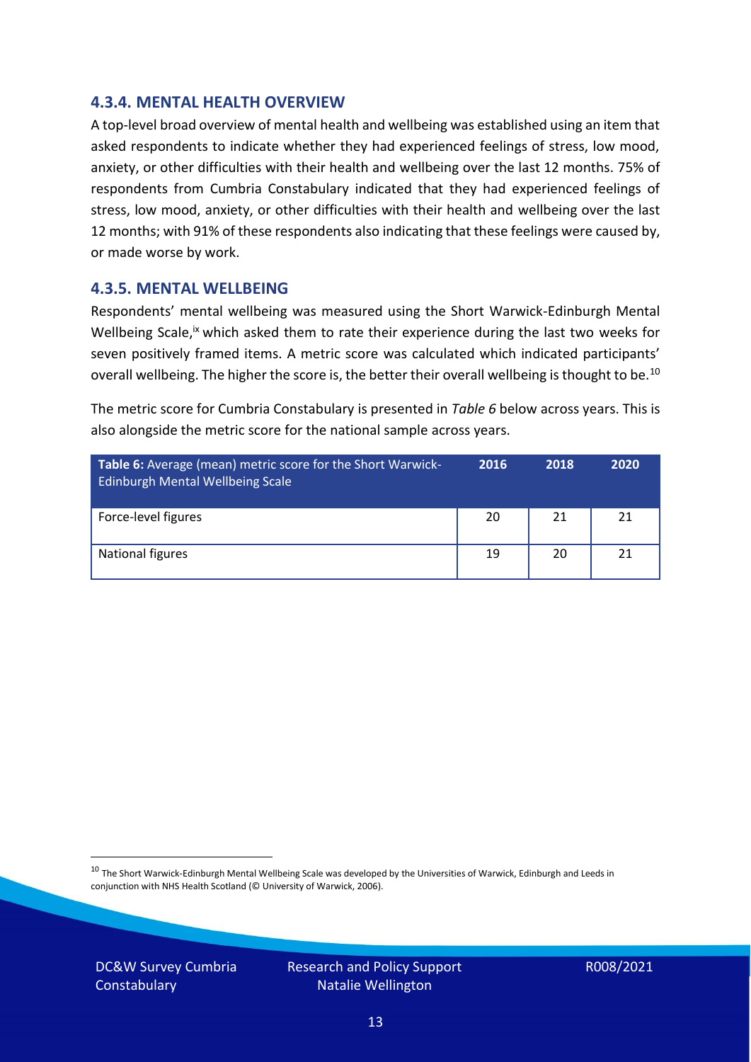### 4.3.4. MENTAL HEALTH OVERVIEW

A top-level broad overview of mental health and wellbeing was established using an item that asked respondents to indicate whether they had experienced feelings of stress, low mood, anxiety, or other difficulties with their health and wellbeing over the last 12 months. 75% of respondents from Cumbria Constabulary indicated that they had experienced feelings of stress, low mood, anxiety, or other difficulties with their health and wellbeing over the last 12 months; with 91% of these respondents also indicating that these feelings were caused by, or made worse by work.

### 4.3.5. MENTAL WELLBEING

Respondents' mental wellbeing was measured using the Short Warwick-Edinburgh Mental Wellbeing Scale,[ix] which asked them to rate their experience during the last two weeks for seven positively framed items. A metric score was calculated which indicated participants' overall wellbeing. The higher the score is, the better their overall wellbeing is thought to be.[10]

The metric score for Cumbria Constabulary is presented in *Table 6* below across years. This is also alongside the metric score for the national sample across years.

| **Table 6:** Average (mean) metric score for the Short Warwick-Edinburgh Mental Wellbeing Scale | 2016 | 2018 | 2020 |
|---|---|---|---|
| Force-level figures | 20 | 21 | 21 |
| National figures | 19 | 20 | 21 |

[10] The Short Warwick-Edinburgh Mental Wellbeing Scale was developed by the Universities of Warwick, Edinburgh and Leeds in conjunction with NHS Health Scotland (© University of Warwick, 2006).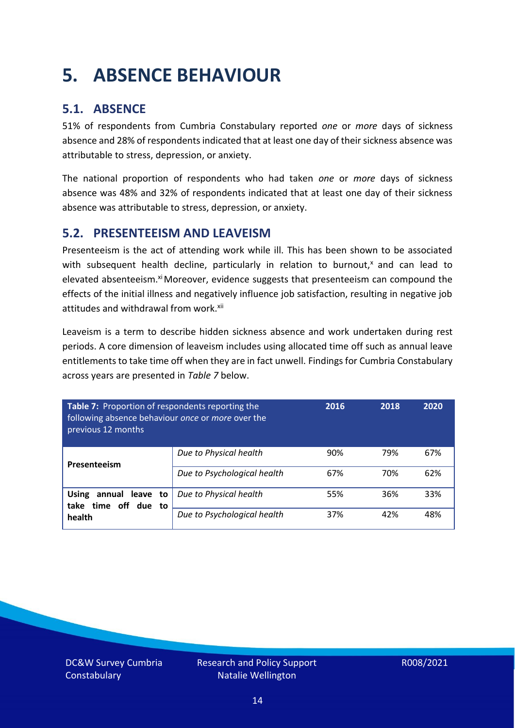# 5. ABSENCE BEHAVIOUR

## 5.1. ABSENCE

51% of respondents from Cumbria Constabulary reported *one* or *more* days of sickness absence and 28% of respondents indicated that at least one day of their sickness absence was attributable to stress, depression, or anxiety.

The national proportion of respondents who had taken *one* or *more* days of sickness absence was 48% and 32% of respondents indicated that at least one day of their sickness absence was attributable to stress, depression, or anxiety.

## 5.2. PRESENTEEISM AND LEAVEISM

Presenteeism is the act of attending work while ill. This has been shown to be associated with subsequent health decline, particularly in relation to burnout,[x] and can lead to elevated absenteeism.[xi] Moreover, evidence suggests that presenteeism can compound the effects of the initial illness and negatively influence job satisfaction, resulting in negative job attitudes and withdrawal from work.[xii]

Leaveism is a term to describe hidden sickness absence and work undertaken during rest periods. A core dimension of leaveism includes using allocated time off such as annual leave entitlements to take time off when they are in fact unwell. Findings for Cumbria Constabulary across years are presented in *Table 7* below.

| **Table 7:** Proportion of respondents reporting the following absence behaviour *once* or *more* over the previous 12 months | | **2016** | **2018** | **2020** |
|---|---|---|---|---|
| **Presenteeism** | *Due to Physical health* | 90% | 79% | 67% |
| | *Due to Psychological health* | 67% | 70% | 62% |
| **Using annual leave to take time off due to health** | *Due to Physical health* | 55% | 36% | 33% |
| | *Due to Psychological health* | 37% | 42% | 48% |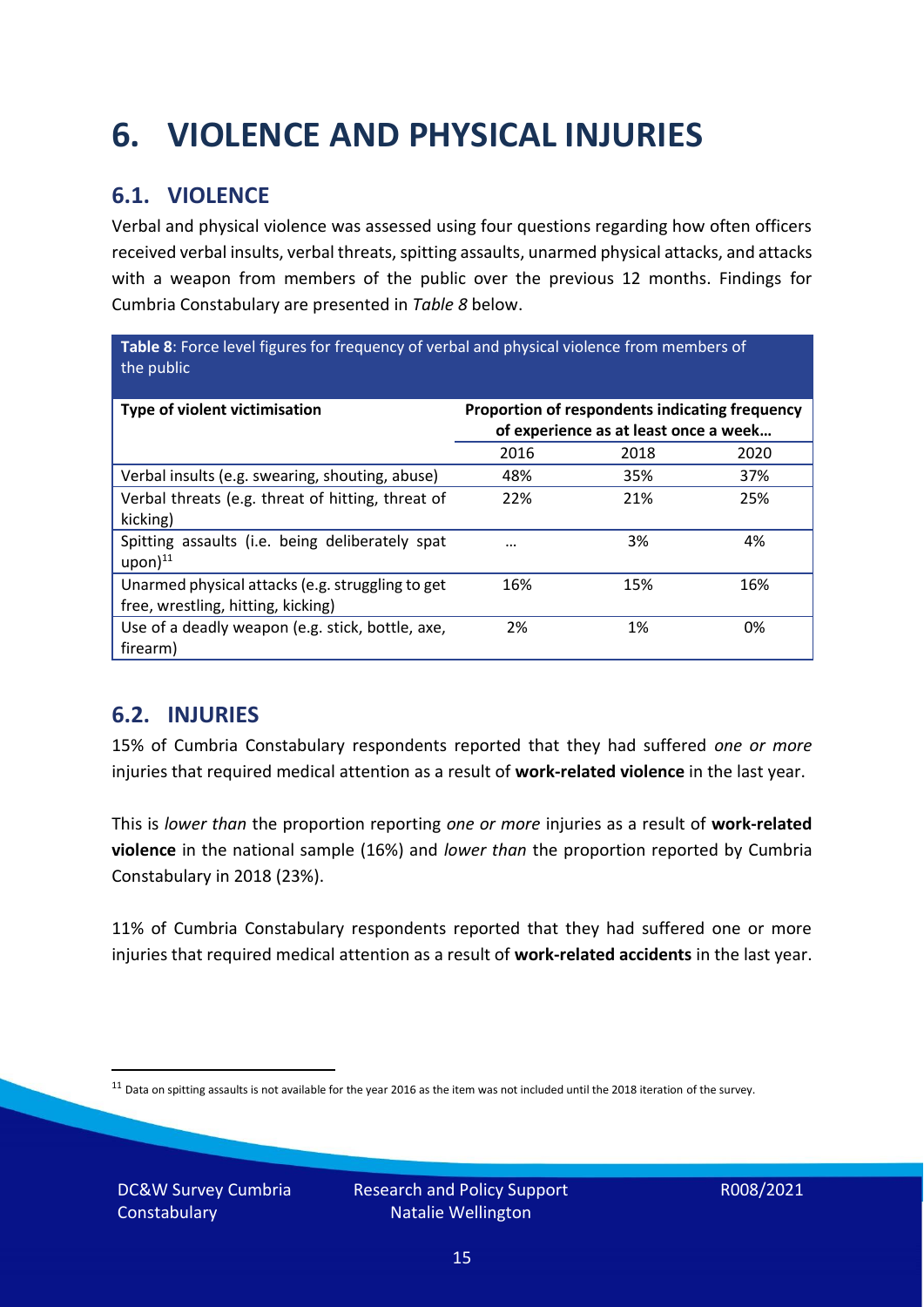# 6. VIOLENCE AND PHYSICAL INJURIES

## 6.1. VIOLENCE

Verbal and physical violence was assessed using four questions regarding how often officers received verbal insults, verbal threats, spitting assaults, unarmed physical attacks, and attacks with a weapon from members of the public over the previous 12 months. Findings for Cumbria Constabulary are presented in *Table 8* below.

**Table 8**: Force level figures for frequency of verbal and physical violence from members of the public

| Type of violent victimisation | Proportion of respondents indicating frequency of experience as at least once a week… | | |
|---|---|---|---|
| | 2016 | 2018 | 2020 |
| Verbal insults (e.g. swearing, shouting, abuse) | 48% | 35% | 37% |
| Verbal threats (e.g. threat of hitting, threat of kicking) | 22% | 21% | 25% |
| Spitting assaults (i.e. being deliberately spat upon)[11] | … | 3% | 4% |
| Unarmed physical attacks (e.g. struggling to get free, wrestling, hitting, kicking) | 16% | 15% | 16% |
| Use of a deadly weapon (e.g. stick, bottle, axe, firearm) | 2% | 1% | 0% |

## 6.2. INJURIES

15% of Cumbria Constabulary respondents reported that they had suffered *one or more* injuries that required medical attention as a result of **work-related violence** in the last year.

This is *lower than* the proportion reporting *one or more* injuries as a result of **work-related violence** in the national sample (16%) and *lower than* the proportion reported by Cumbria Constabulary in 2018 (23%).

11% of Cumbria Constabulary respondents reported that they had suffered one or more injuries that required medical attention as a result of **work-related accidents** in the last year.

[11] Data on spitting assaults is not available for the year 2016 as the item was not included until the 2018 iteration of the survey.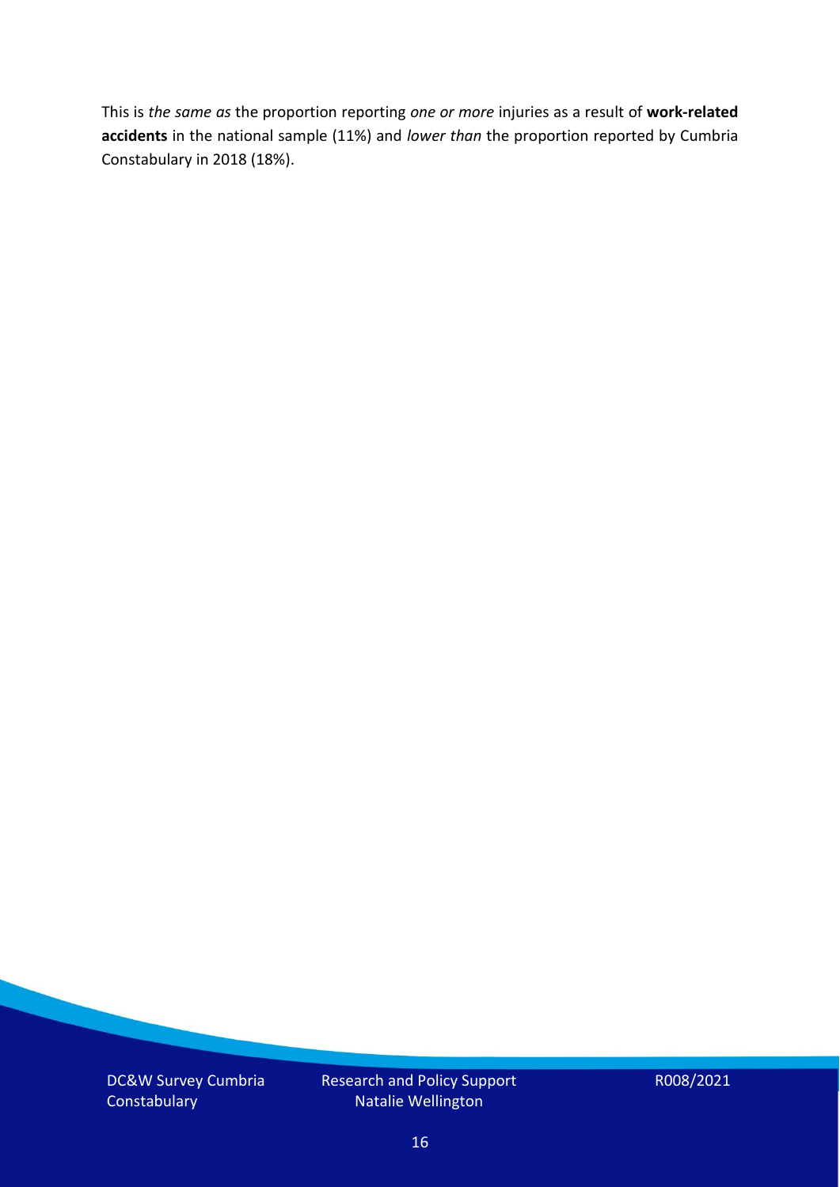This is *the same as* the proportion reporting *one or more* injuries as a result of **work-related accidents** in the national sample (11%) and *lower than* the proportion reported by Cumbria Constabulary in 2018 (18%).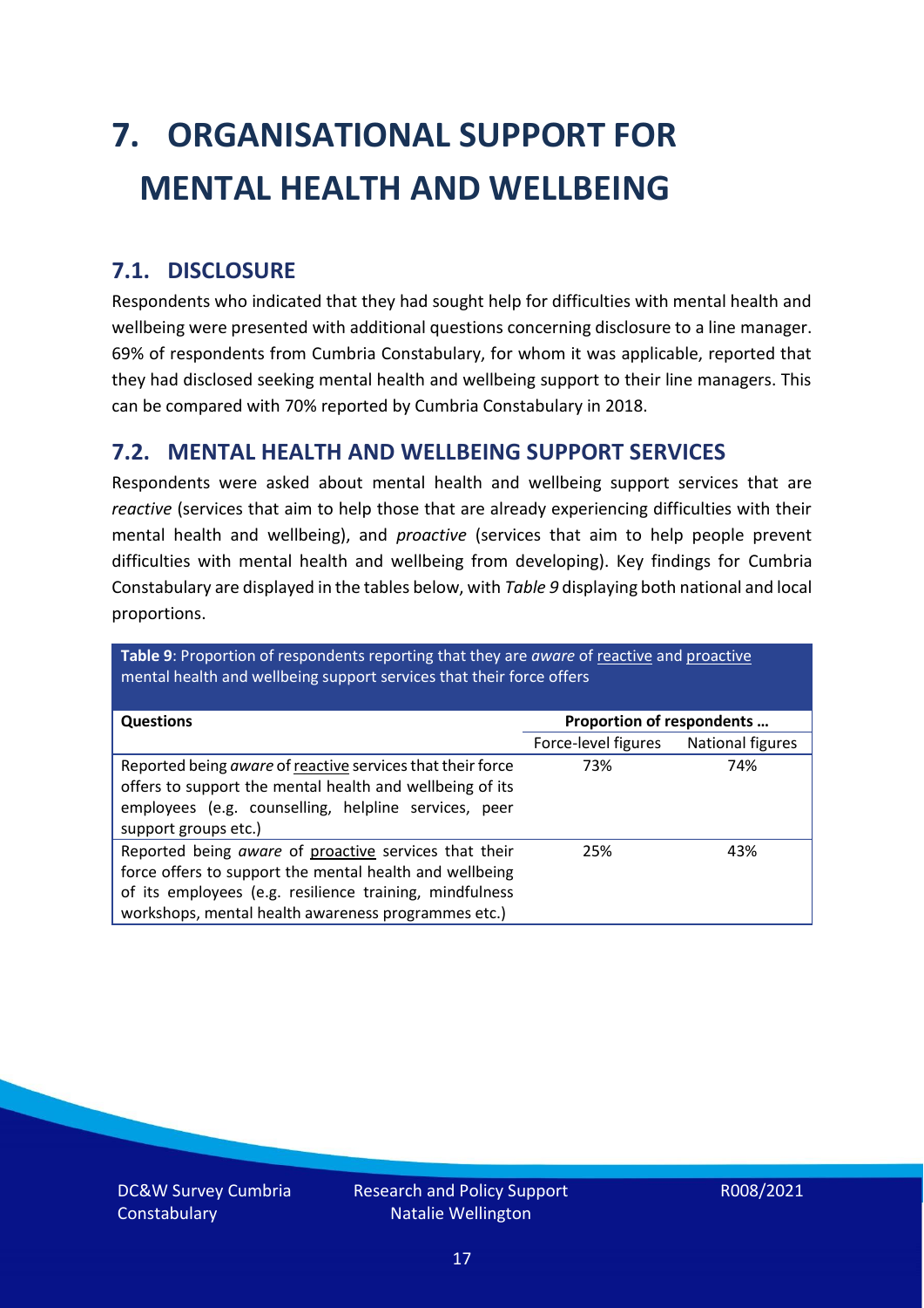# 7. ORGANISATIONAL SUPPORT FOR MENTAL HEALTH AND WELLBEING

## 7.1. DISCLOSURE

Respondents who indicated that they had sought help for difficulties with mental health and wellbeing were presented with additional questions concerning disclosure to a line manager. 69% of respondents from Cumbria Constabulary, for whom it was applicable, reported that they had disclosed seeking mental health and wellbeing support to their line managers. This can be compared with 70% reported by Cumbria Constabulary in 2018.

## 7.2. MENTAL HEALTH AND WELLBEING SUPPORT SERVICES

Respondents were asked about mental health and wellbeing support services that are *reactive* (services that aim to help those that are already experiencing difficulties with their mental health and wellbeing), and *proactive* (services that aim to help people prevent difficulties with mental health and wellbeing from developing). Key findings for Cumbria Constabulary are displayed in the tables below, with *Table 9* displaying both national and local proportions.

**Table 9**: Proportion of respondents reporting that they are *aware* of reactive and proactive mental health and wellbeing support services that their force offers

| Questions | Proportion of respondents … | |
|---|---|---|
| | Force-level figures | National figures |
| Reported being *aware* of reactive services that their force offers to support the mental health and wellbeing of its employees (e.g. counselling, helpline services, peer support groups etc.) | 73% | 74% |
| Reported being *aware* of proactive services that their force offers to support the mental health and wellbeing of its employees (e.g. resilience training, mindfulness workshops, mental health awareness programmes etc.) | 25% | 43% |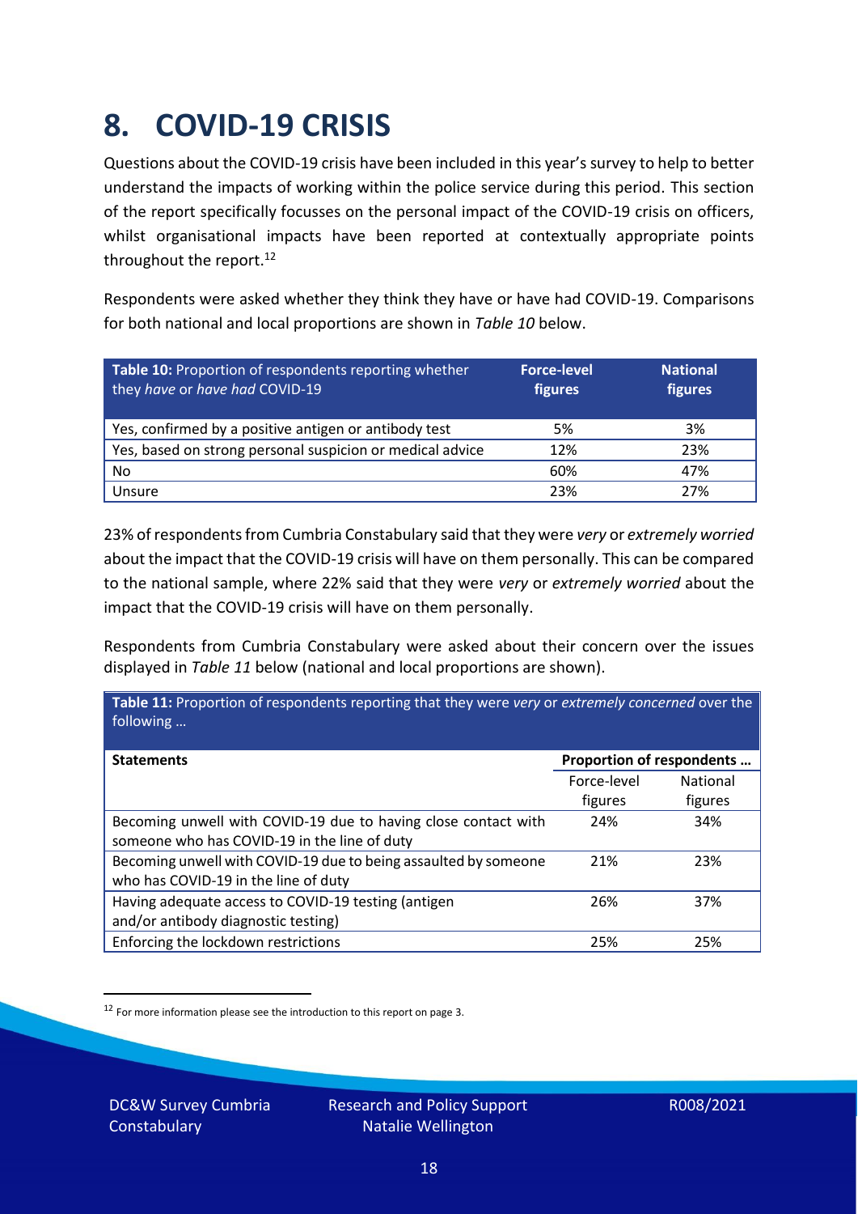# 8. COVID-19 CRISIS

Questions about the COVID-19 crisis have been included in this year's survey to help to better understand the impacts of working within the police service during this period. This section of the report specifically focusses on the personal impact of the COVID-19 crisis on officers, whilst organisational impacts have been reported at contextually appropriate points throughout the report.[12]

Respondents were asked whether they think they have or have had COVID-19. Comparisons for both national and local proportions are shown in *Table 10* below.

| **Table 10:** Proportion of respondents reporting whether they *have* or *have had* COVID-19 | **Force-level figures** | **National figures** |
|---|---|---|
| Yes, confirmed by a positive antigen or antibody test | 5% | 3% |
| Yes, based on strong personal suspicion or medical advice | 12% | 23% |
| No | 60% | 47% |
| Unsure | 23% | 27% |

23% of respondents from Cumbria Constabulary said that they were *very* or *extremely worried* about the impact that the COVID-19 crisis will have on them personally. This can be compared to the national sample, where 22% said that they were *very* or *extremely worried* about the impact that the COVID-19 crisis will have on them personally.

Respondents from Cumbria Constabulary were asked about their concern over the issues displayed in *Table 11* below (national and local proportions are shown).

**Table 11:** Proportion of respondents reporting that they were *very* or *extremely concerned* over the following …

| **Statements** | **Proportion of respondents …** | |
|---|---|---|
| | Force-level figures | National figures |
| Becoming unwell with COVID-19 due to having close contact with someone who has COVID-19 in the line of duty | 24% | 34% |
| Becoming unwell with COVID-19 due to being assaulted by someone who has COVID-19 in the line of duty | 21% | 23% |
| Having adequate access to COVID-19 testing (antigen and/or antibody diagnostic testing) | 26% | 37% |
| Enforcing the lockdown restrictions | 25% | 25% |

[12] For more information please see the introduction to this report on page 3.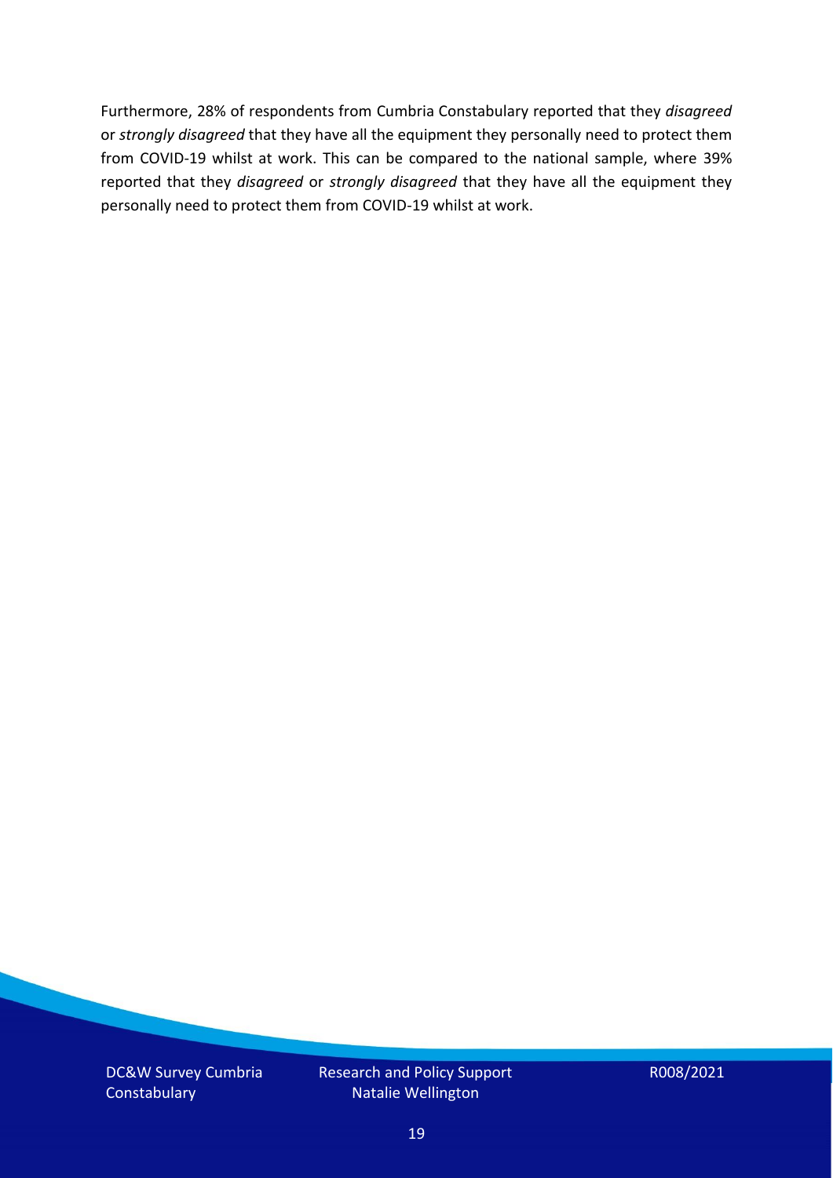Furthermore, 28% of respondents from Cumbria Constabulary reported that they *disagreed* or *strongly disagreed* that they have all the equipment they personally need to protect them from COVID-19 whilst at work. This can be compared to the national sample, where 39% reported that they *disagreed* or *strongly disagreed* that they have all the equipment they personally need to protect them from COVID-19 whilst at work.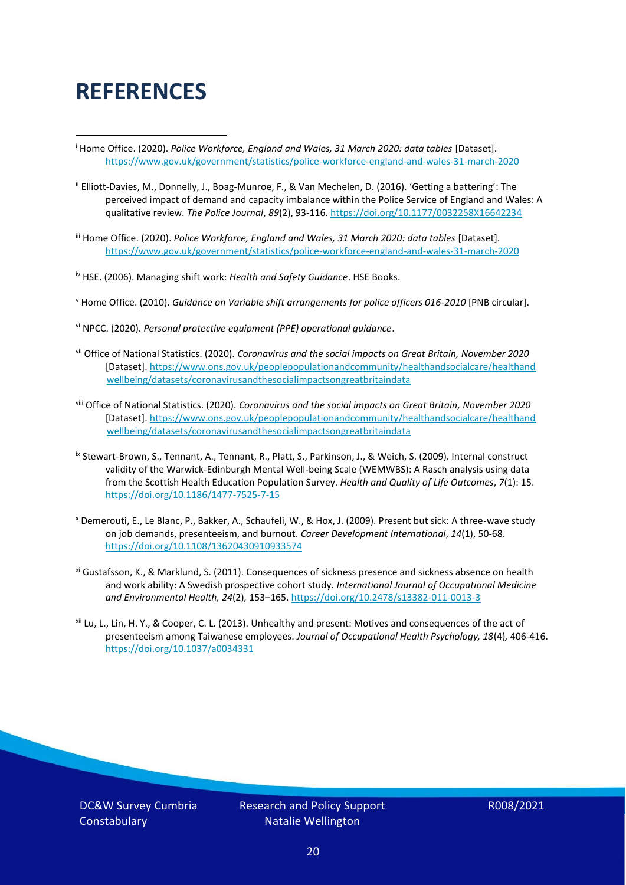# REFERENCES

[i] Home Office. (2020). *Police Workforce, England and Wales, 31 March 2020: data tables* [Dataset]. https://www.gov.uk/government/statistics/police-workforce-england-and-wales-31-march-2020

[ii] Elliott-Davies, M., Donnelly, J., Boag-Munroe, F., & Van Mechelen, D. (2016). 'Getting a battering': The perceived impact of demand and capacity imbalance within the Police Service of England and Wales: A qualitative review. *The Police Journal*, *89*(2), 93-116. https://doi.org/10.1177/0032258X16642234

[iii] Home Office. (2020). *Police Workforce, England and Wales, 31 March 2020: data tables* [Dataset]. https://www.gov.uk/government/statistics/police-workforce-england-and-wales-31-march-2020

[iv] HSE. (2006). Managing shift work: *Health and Safety Guidance*. HSE Books.

[v] Home Office. (2010). *Guidance on Variable shift arrangements for police officers 016-2010* [PNB circular].

[vi] NPCC. (2020). *Personal protective equipment (PPE) operational guidance*.

[vii] Office of National Statistics. (2020). *Coronavirus and the social impacts on Great Britain, November 2020* [Dataset]. https://www.ons.gov.uk/peoplepopulationandcommunity/healthandsocialcare/healthandwellbeing/datasets/coronavirusandthesocialimpactsongreatbritaindata

[viii] Office of National Statistics. (2020). *Coronavirus and the social impacts on Great Britain, November 2020* [Dataset]. https://www.ons.gov.uk/peoplepopulationandcommunity/healthandsocialcare/healthandwellbeing/datasets/coronavirusandthesocialimpactsongreatbritaindata

[ix] Stewart-Brown, S., Tennant, A., Tennant, R., Platt, S., Parkinson, J., & Weich, S. (2009). Internal construct validity of the Warwick-Edinburgh Mental Well-being Scale (WEMWBS): A Rasch analysis using data from the Scottish Health Education Population Survey. *Health and Quality of Life Outcomes*, *7*(1): 15. https://doi.org/10.1186/1477-7525-7-15

[x] Demerouti, E., Le Blanc, P., Bakker, A., Schaufeli, W., & Hox, J. (2009). Present but sick: A three-wave study on job demands, presenteeism, and burnout. *Career Development International*, *14*(1), 50-68. https://doi.org/10.1108/13620430910933574

[xi] Gustafsson, K., & Marklund, S. (2011). Consequences of sickness presence and sickness absence on health and work ability: A Swedish prospective cohort study. *International Journal of Occupational Medicine and Environmental Health, 24*(2)*,* 153–165. https://doi.org/10.2478/s13382-011-0013-3

[xii] Lu, L., Lin, H. Y., & Cooper, C. L. (2013). Unhealthy and present: Motives and consequences of the act of presenteeism among Taiwanese employees. *Journal of Occupational Health Psychology, 18*(4)*,* 406-416. https://doi.org/10.1037/a0034331